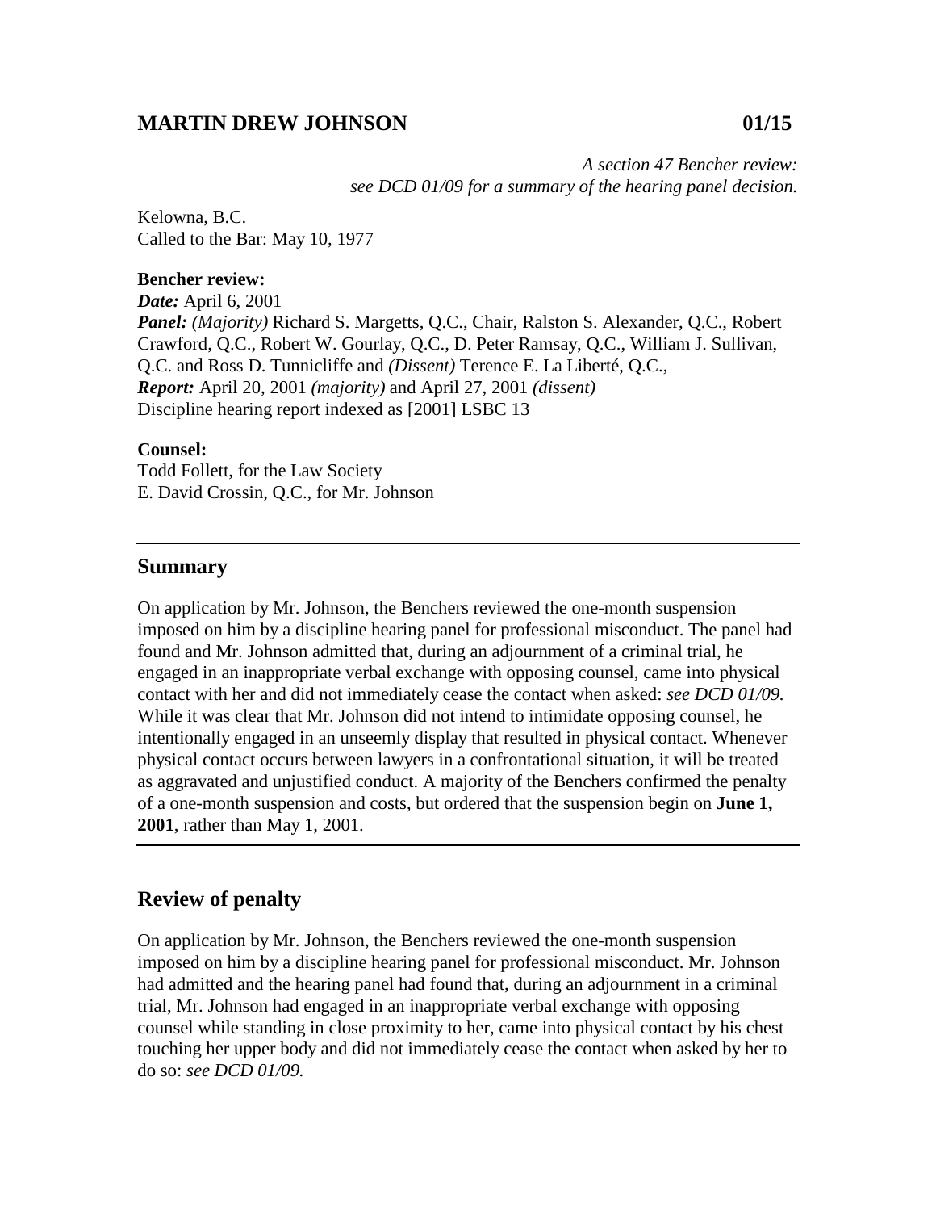## MARTIN DREW JOHNSON 01/15

*A section 47 Bencher review: see DCD 01/09 for a summary of the hearing panel decision.*

Kelowna, B.C.
Called to the Bar: May 10, 1977

**Bencher review:**
***Date:*** April 6, 2001
***Panel:*** *(Majority)* Richard S. Margetts, Q.C., Chair, Ralston S. Alexander, Q.C., Robert Crawford, Q.C., Robert W. Gourlay, Q.C., D. Peter Ramsay, Q.C., William J. Sullivan, Q.C. and Ross D. Tunnicliffe and *(Dissent)* Terence E. La Liberté, Q.C.,
***Report:*** April 20, 2001 *(majority)* and April 27, 2001 *(dissent)*
Discipline hearing report indexed as [2001] LSBC 13

**Counsel:**
Todd Follett, for the Law Society
E. David Crossin, Q.C., for Mr. Johnson

---

## Summary

On application by Mr. Johnson, the Benchers reviewed the one-month suspension imposed on him by a discipline hearing panel for professional misconduct. The panel had found and Mr. Johnson admitted that, during an adjournment of a criminal trial, he engaged in an inappropriate verbal exchange with opposing counsel, came into physical contact with her and did not immediately cease the contact when asked: *see DCD 01/09.* While it was clear that Mr. Johnson did not intend to intimidate opposing counsel, he intentionally engaged in an unseemly display that resulted in physical contact. Whenever physical contact occurs between lawyers in a confrontational situation, it will be treated as aggravated and unjustified conduct. A majority of the Benchers confirmed the penalty of a one-month suspension and costs, but ordered that the suspension begin on **June 1, 2001**, rather than May 1, 2001.

---

## Review of penalty

On application by Mr. Johnson, the Benchers reviewed the one-month suspension imposed on him by a discipline hearing panel for professional misconduct. Mr. Johnson had admitted and the hearing panel had found that, during an adjournment in a criminal trial, Mr. Johnson had engaged in an inappropriate verbal exchange with opposing counsel while standing in close proximity to her, came into physical contact by his chest touching her upper body and did not immediately cease the contact when asked by her to do so: *see DCD 01/09.*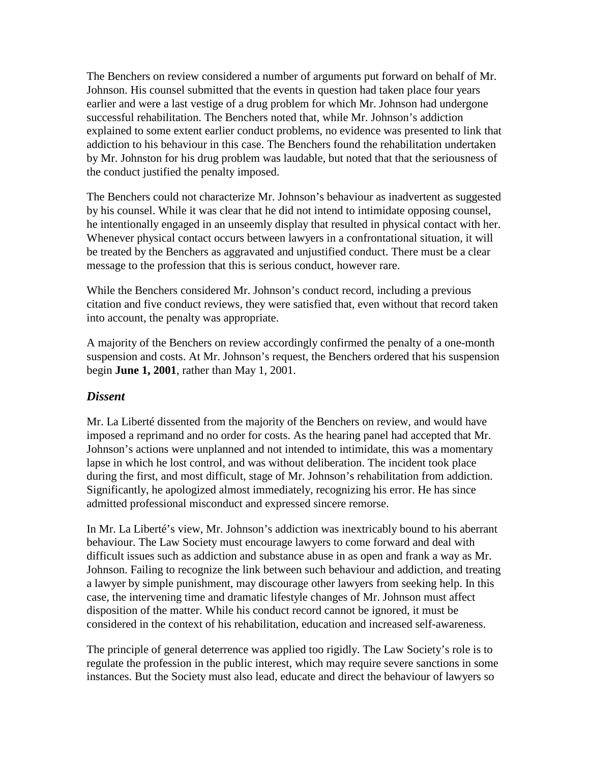The Benchers on review considered a number of arguments put forward on behalf of Mr. Johnson. His counsel submitted that the events in question had taken place four years earlier and were a last vestige of a drug problem for which Mr. Johnson had undergone successful rehabilitation. The Benchers noted that, while Mr. Johnson's addiction explained to some extent earlier conduct problems, no evidence was presented to link that addiction to his behaviour in this case. The Benchers found the rehabilitation undertaken by Mr. Johnston for his drug problem was laudable, but noted that that the seriousness of the conduct justified the penalty imposed.

The Benchers could not characterize Mr. Johnson's behaviour as inadvertent as suggested by his counsel. While it was clear that he did not intend to intimidate opposing counsel, he intentionally engaged in an unseemly display that resulted in physical contact with her. Whenever physical contact occurs between lawyers in a confrontational situation, it will be treated by the Benchers as aggravated and unjustified conduct. There must be a clear message to the profession that this is serious conduct, however rare.

While the Benchers considered Mr. Johnson's conduct record, including a previous citation and five conduct reviews, they were satisfied that, even without that record taken into account, the penalty was appropriate.

A majority of the Benchers on review accordingly confirmed the penalty of a one-month suspension and costs. At Mr. Johnson's request, the Benchers ordered that his suspension begin **June 1, 2001**, rather than May 1, 2001.

### *Dissent*

Mr. La Liberté dissented from the majority of the Benchers on review, and would have imposed a reprimand and no order for costs. As the hearing panel had accepted that Mr. Johnson's actions were unplanned and not intended to intimidate, this was a momentary lapse in which he lost control, and was without deliberation. The incident took place during the first, and most difficult, stage of Mr. Johnson's rehabilitation from addiction. Significantly, he apologized almost immediately, recognizing his error. He has since admitted professional misconduct and expressed sincere remorse.

In Mr. La Liberté's view, Mr. Johnson's addiction was inextricably bound to his aberrant behaviour. The Law Society must encourage lawyers to come forward and deal with difficult issues such as addiction and substance abuse in as open and frank a way as Mr. Johnson. Failing to recognize the link between such behaviour and addiction, and treating a lawyer by simple punishment, may discourage other lawyers from seeking help. In this case, the intervening time and dramatic lifestyle changes of Mr. Johnson must affect disposition of the matter. While his conduct record cannot be ignored, it must be considered in the context of his rehabilitation, education and increased self-awareness.

The principle of general deterrence was applied too rigidly. The Law Society's role is to regulate the profession in the public interest, which may require severe sanctions in some instances. But the Society must also lead, educate and direct the behaviour of lawyers so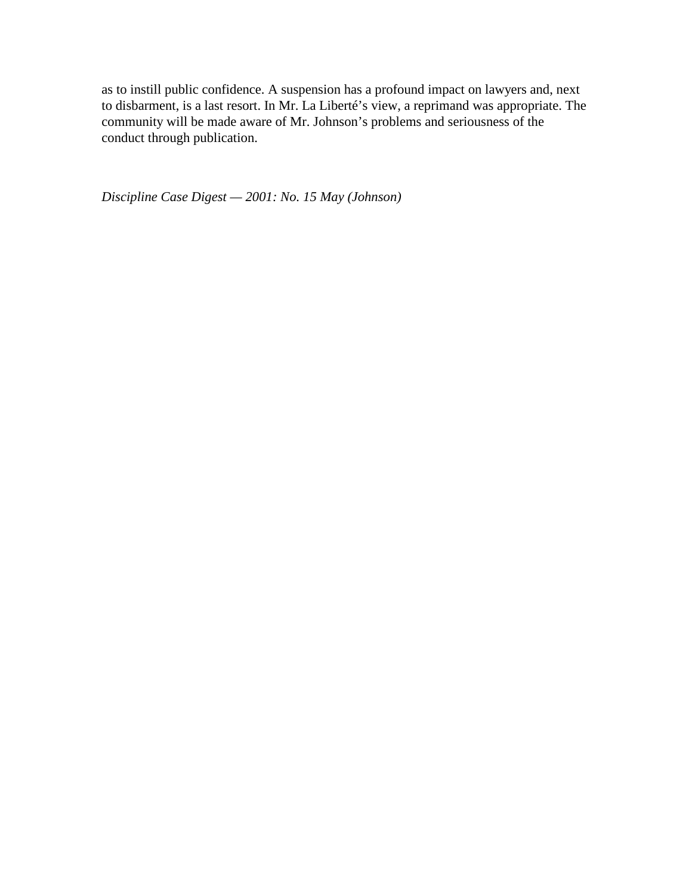as to instill public confidence. A suspension has a profound impact on lawyers and, next to disbarment, is a last resort. In Mr. La Liberté's view, a reprimand was appropriate. The community will be made aware of Mr. Johnson's problems and seriousness of the conduct through publication.

*Discipline Case Digest — 2001: No. 15 May (Johnson)*